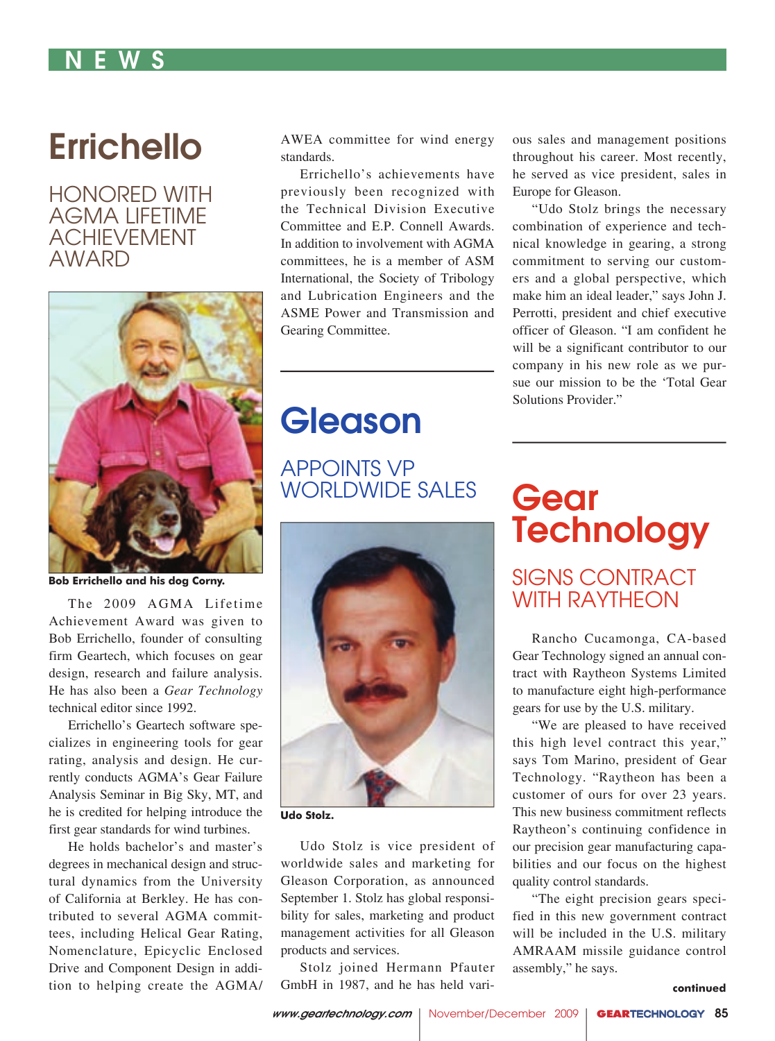# Errichello

## HONORED WITH AGMA LIFETIME ACHIEVEMENT AWARD

**Bob Errichello and his dog Corny.**

The 2009 AGMA Lifetime Achievement Award was given to Bob Errichello, founder of consulting firm Geartech, which focuses on gear design, research and failure analysis. He has also been a *Gear Technology* technical editor since 1992.

Errichello's Geartech software specializes in engineering tools for gear rating, analysis and design. He currently conducts AGMA's Gear Failure Analysis Seminar in Big Sky, MT, and he is credited for helping introduce the first gear standards for wind turbines.

He holds bachelor's and master's degrees in mechanical design and structural dynamics from the University of California at Berkley. He has contributed to several AGMA committees, including Helical Gear Rating, Nomenclature, Epicyclic Enclosed Drive and Component Design in addition to helping create the AGMA/AWEA committee for wind energy standards.

Errichello's achievements have previously been recognized with the Technical Division Executive Committee and E.P. Connell Awards. In addition to involvement with AGMA committees, he is a member of ASM International, the Society of Tribology and Lubrication Engineers and the ASME Power and Transmission and Gearing Committee.

# Gleason

## APPOINTS VP WORLDWIDE SALES

**Udo Stolz.**

Udo Stolz is vice president of worldwide sales and marketing for Gleason Corporation, as announced September 1. Stolz has global responsibility for sales, marketing and product management activities for all Gleason products and services.

Stolz joined Hermann Pfauter GmbH in 1987, and he has held various sales and management positions throughout his career. Most recently, he served as vice president, sales in Europe for Gleason.

"Udo Stolz brings the necessary combination of experience and technical knowledge in gearing, a strong commitment to serving our customers and a global perspective, which make him an ideal leader," says John J. Perrotti, president and chief executive officer of Gleason. "I am confident he will be a significant contributor to our company in his new role as we pursue our mission to be the 'Total Gear Solutions Provider.'"

# Gear Technology

## SIGNS CONTRACT WITH RAYTHEON

Rancho Cucamonga, CA-based Gear Technology signed an annual contract with Raytheon Systems Limited to manufacture eight high-performance gears for use by the U.S. military.

"We are pleased to have received this high level contract this year," says Tom Marino, president of Gear Technology. "Raytheon has been a customer of ours for over 23 years. This new business commitment reflects Raytheon's continuing confidence in our precision gear manufacturing capabilities and our focus on the highest quality control standards.

"The eight precision gears specified in this new government contract will be included in the U.S. military AMRAAM missile guidance control assembly," he says.

**continued**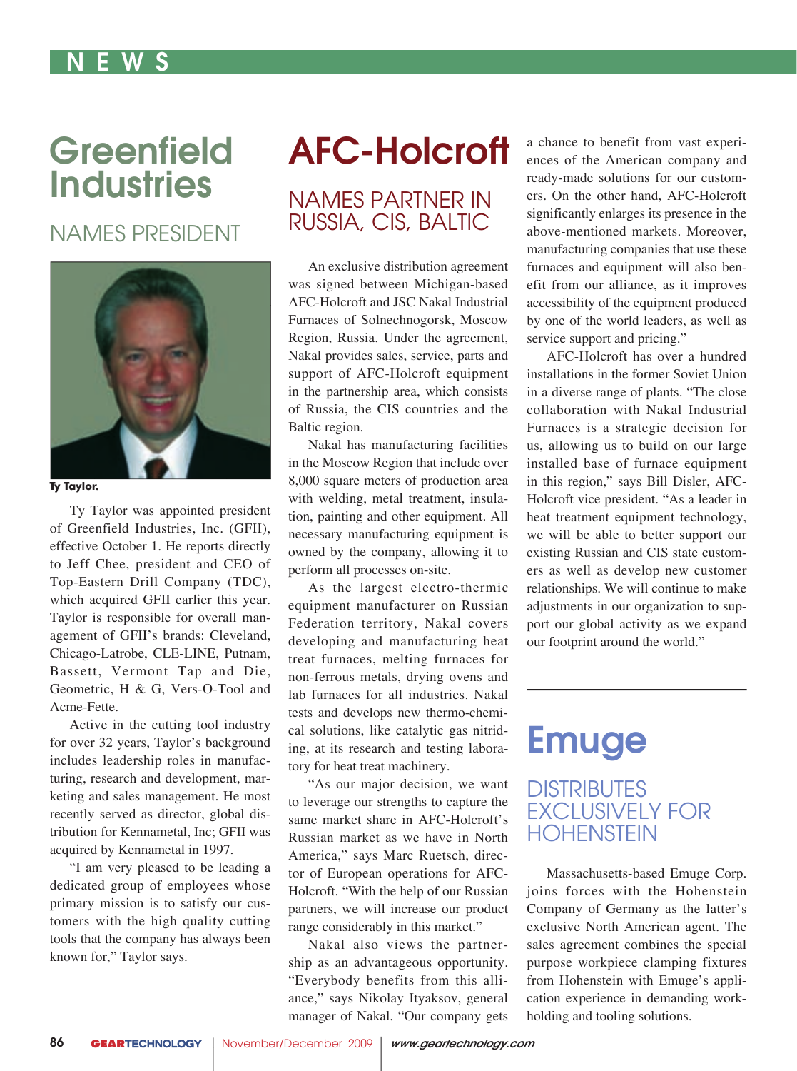NEWS

# Greenfield Industries

## NAMES PRESIDENT

Ty Taylor.

Ty Taylor was appointed president of Greenfield Industries, Inc. (GFII), effective October 1. He reports directly to Jeff Chee, president and CEO of Top-Eastern Drill Company (TDC), which acquired GFII earlier this year. Taylor is responsible for overall management of GFII's brands: Cleveland, Chicago-Latrobe, CLE-LINE, Putnam, Bassett, Vermont Tap and Die, Geometric, H & G, Vers-O-Tool and Acme-Fette.

Active in the cutting tool industry for over 32 years, Taylor's background includes leadership roles in manufacturing, research and development, marketing and sales management. He most recently served as director, global distribution for Kennametal, Inc; GFII was acquired by Kennametal in 1997.

"I am very pleased to be leading a dedicated group of employees whose primary mission is to satisfy our customers with the high quality cutting tools that the company has always been known for," Taylor says.

# AFC-Holcroft

## NAMES PARTNER IN RUSSIA, CIS, BALTIC

An exclusive distribution agreement was signed between Michigan-based AFC-Holcroft and JSC Nakal Industrial Furnaces of Solnechnogorsk, Moscow Region, Russia. Under the agreement, Nakal provides sales, service, parts and support of AFC-Holcroft equipment in the partnership area, which consists of Russia, the CIS countries and the Baltic region.

Nakal has manufacturing facilities in the Moscow Region that include over 8,000 square meters of production area with welding, metal treatment, insulation, painting and other equipment. All necessary manufacturing equipment is owned by the company, allowing it to perform all processes on-site.

As the largest electro-thermic equipment manufacturer on Russian Federation territory, Nakal covers developing and manufacturing heat treat furnaces, melting furnaces for non-ferrous metals, drying ovens and lab furnaces for all industries. Nakal tests and develops new thermo-chemical solutions, like catalytic gas nitriding, at its research and testing laboratory for heat treat machinery.

"As our major decision, we want to leverage our strengths to capture the same market share in AFC-Holcroft's Russian market as we have in North America," says Marc Ruetsch, director of European operations for AFC-Holcroft. "With the help of our Russian partners, we will increase our product range considerably in this market."

Nakal also views the partnership as an advantageous opportunity. "Everybody benefits from this alliance," says Nikolay Ityaksov, general manager of Nakal. "Our company gets a chance to benefit from vast experiences of the American company and ready-made solutions for our customers. On the other hand, AFC-Holcroft significantly enlarges its presence in the above-mentioned markets. Moreover, manufacturing companies that use these furnaces and equipment will also benefit from our alliance, as it improves accessibility of the equipment produced by one of the world leaders, as well as service support and pricing."

AFC-Holcroft has over a hundred installations in the former Soviet Union in a diverse range of plants. "The close collaboration with Nakal Industrial Furnaces is a strategic decision for us, allowing us to build on our large installed base of furnace equipment in this region," says Bill Disler, AFC-Holcroft vice president. "As a leader in heat treatment equipment technology, we will be able to better support our existing Russian and CIS state customers as well as develop new customer relationships. We will continue to make adjustments in our organization to support our global activity as we expand our footprint around the world."

# Emuge

## DISTRIBUTES EXCLUSIVELY FOR HOHENSTEIN

Massachusetts-based Emuge Corp. joins forces with the Hohenstein Company of Germany as the latter's exclusive North American agent. The sales agreement combines the special purpose workpiece clamping fixtures from Hohenstein with Emuge's application experience in demanding workholding and tooling solutions.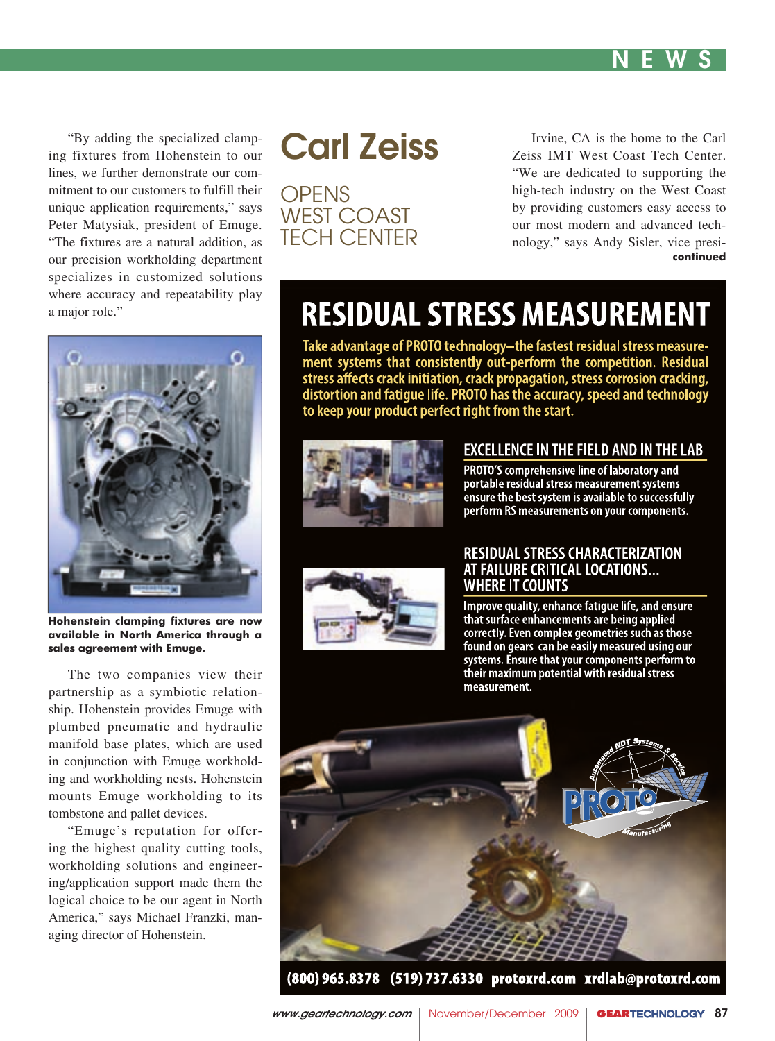"By adding the specialized clamping fixtures from Hohenstein to our lines, we further demonstrate our commitment to our customers to fulfill their unique application requirements," says Peter Matysiak, president of Emuge. "The fixtures are a natural addition, as our precision workholding department specializes in customized solutions where accuracy and repeatability play a major role."

**Hohenstein clamping fixtures are now available in North America through a sales agreement with Emuge.**

The two companies view their partnership as a symbiotic relationship. Hohenstein provides Emuge with plumbed pneumatic and hydraulic manifold base plates, which are used in conjunction with Emuge workholding and workholding nests. Hohenstein mounts Emuge workholding to its tombstone and pallet devices.

"Emuge's reputation for offering the highest quality cutting tools, workholding solutions and engineering/application support made them the logical choice to be our agent in North America," says Michael Franzki, managing director of Hohenstein.

# Carl Zeiss

## OPENS WEST COAST TECH CENTER

Irvine, CA is the home to the Carl Zeiss IMT West Coast Tech Center. "We are dedicated to supporting the high-tech industry on the West Coast by providing customers easy access to our most modern and advanced technology," says Andy Sisler, vice presi-

**continued**

# RESIDUAL STRESS MEASUREMENT

Take advantage of PROTO technology–the fastest residual stress measurement systems that consistently out-perform the competition. Residual stress affects crack initiation, crack propagation, stress corrosion cracking, distortion and fatigue life. PROTO has the accuracy, speed and technology to keep your product perfect right from the start.

## EXCELLENCE IN THE FIELD AND IN THE LAB

PROTO'S comprehensive line of laboratory and portable residual stress measurement systems ensure the best system is available to successfully perform RS measurements on your components.

## RESIDUAL STRESS CHARACTERIZATION AT FAILURE CRITICAL LOCATIONS... WHERE IT COUNTS

Improve quality, enhance fatigue life, and ensure that surface enhancements are being applied correctly. Even complex geometries such as those found on gears can be easily measured using our systems. Ensure that your components perform to their maximum potential with residual stress measurement.

PROTO Manufacturing — Automated NDT Systems & Service

(800) 965.8378 (519) 737.6330 protoxrd.com xrdlab@protoxrd.com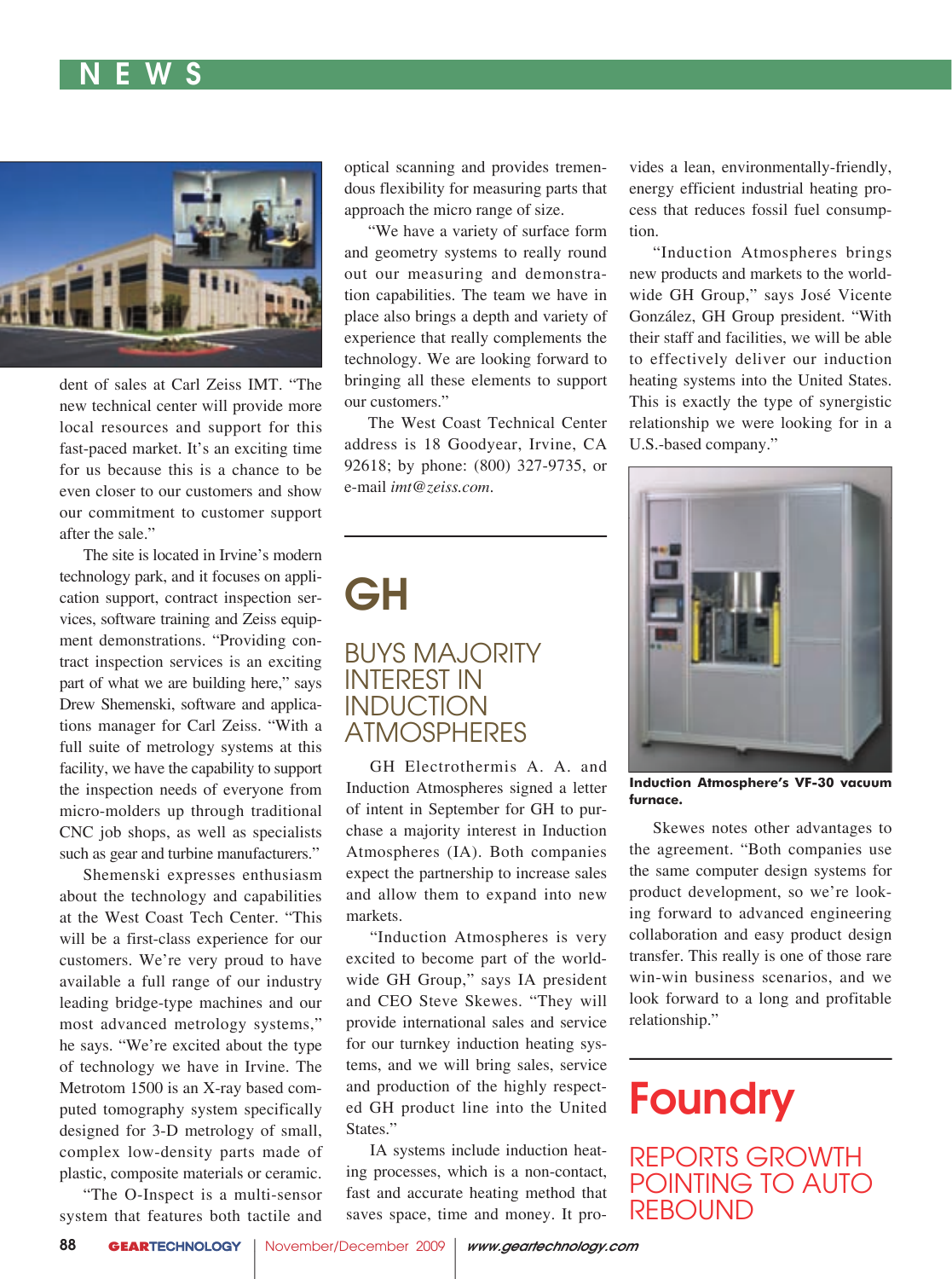dent of sales at Carl Zeiss IMT. "The new technical center will provide more local resources and support for this fast-paced market. It's an exciting time for us because this is a chance to be even closer to our customers and show our commitment to customer support after the sale."

The site is located in Irvine's modern technology park, and it focuses on application support, contract inspection services, software training and Zeiss equipment demonstrations. "Providing contract inspection services is an exciting part of what we are building here," says Drew Shemenski, software and applications manager for Carl Zeiss. "With a full suite of metrology systems at this facility, we have the capability to support the inspection needs of everyone from micro-molders up through traditional CNC job shops, as well as specialists such as gear and turbine manufacturers."

Shemenski expresses enthusiasm about the technology and capabilities at the West Coast Tech Center. "This will be a first-class experience for our customers. We're very proud to have available a full range of our industry leading bridge-type machines and our most advanced metrology systems," he says. "We're excited about the type of technology we have in Irvine. The Metrotom 1500 is an X-ray based computed tomography system specifically designed for 3-D metrology of small, complex low-density parts made of plastic, composite materials or ceramic.

"The O-Inspect is a multi-sensor system that features both tactile and optical scanning and provides tremendous flexibility for measuring parts that approach the micro range of size.

"We have a variety of surface form and geometry systems to really round out our measuring and demonstration capabilities. The team we have in place also brings a depth and variety of experience that really complements the technology. We are looking forward to bringing all these elements to support our customers."

The West Coast Technical Center address is 18 Goodyear, Irvine, CA 92618; by phone: (800) 327-9735, or e-mail *imt@zeiss.com*.

# GH

## BUYS MAJORITY INTEREST IN INDUCTION ATMOSPHERES

GH Electrothermis A. A. and Induction Atmospheres signed a letter of intent in September for GH to purchase a majority interest in Induction Atmospheres (IA). Both companies expect the partnership to increase sales and allow them to expand into new markets.

"Induction Atmospheres is very excited to become part of the worldwide GH Group," says IA president and CEO Steve Skewes. "They will provide international sales and service for our turnkey induction heating systems, and we will bring sales, service and production of the highly respected GH product line into the United States."

IA systems include induction heating processes, which is a non-contact, fast and accurate heating method that saves space, time and money. It provides a lean, environmentally-friendly, energy efficient industrial heating process that reduces fossil fuel consumption.

"Induction Atmospheres brings new products and markets to the worldwide GH Group," says José Vicente González, GH Group president. "With their staff and facilities, we will be able to effectively deliver our induction heating systems into the United States. This is exactly the type of synergistic relationship we were looking for in a U.S.-based company."

**Induction Atmosphere's VF-30 vacuum furnace.**

Skewes notes other advantages to the agreement. "Both companies use the same computer design systems for product development, so we're looking forward to advanced engineering collaboration and easy product design transfer. This really is one of those rare win-win business scenarios, and we look forward to a long and profitable relationship."

# Foundry

## REPORTS GROWTH POINTING TO AUTO REBOUND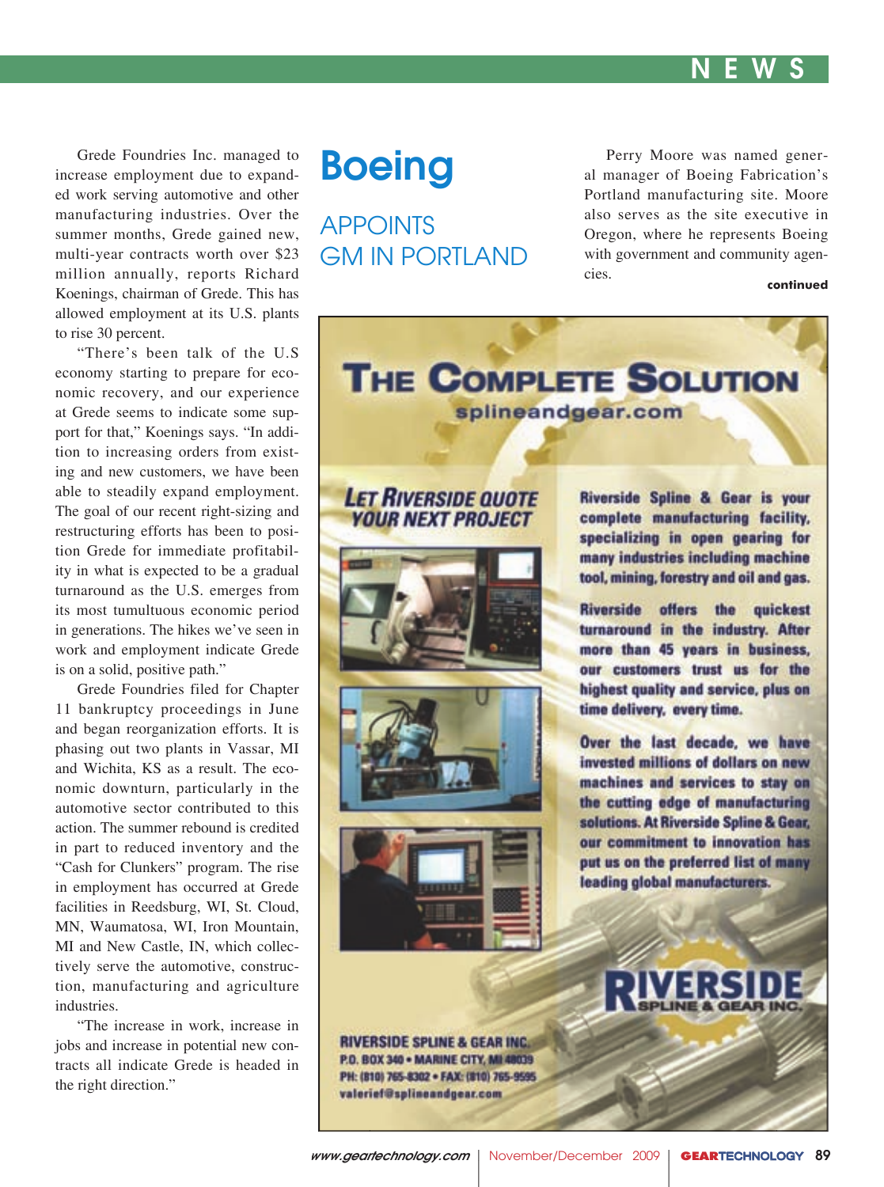Grede Foundries Inc. managed to increase employment due to expanded work serving automotive and other manufacturing industries. Over the summer months, Grede gained new, multi-year contracts worth over $23 million annually, reports Richard Koenings, chairman of Grede. This has allowed employment at its U.S. plants to rise 30 percent.

"There's been talk of the U.S economy starting to prepare for economic recovery, and our experience at Grede seems to indicate some support for that," Koenings says. "In addition to increasing orders from existing and new customers, we have been able to steadily expand employment. The goal of our recent right-sizing and restructuring efforts has been to position Grede for immediate profitability in what is expected to be a gradual turnaround as the U.S. emerges from its most tumultuous economic period in generations. The hikes we've seen in work and employment indicate Grede is on a solid, positive path."

Grede Foundries filed for Chapter 11 bankruptcy proceedings in June and began reorganization efforts. It is phasing out two plants in Vassar, MI and Wichita, KS as a result. The economic downturn, particularly in the automotive sector contributed to this action. The summer rebound is credited in part to reduced inventory and the "Cash for Clunkers" program. The rise in employment has occurred at Grede facilities in Reedsburg, WI, St. Cloud, MN, Waumatosa, WI, Iron Mountain, MI and New Castle, IN, which collectively serve the automotive, construction, manufacturing and agriculture industries.

"The increase in work, increase in jobs and increase in potential new contracts all indicate Grede is headed in the right direction."

# Boeing

## APPOINTS GM IN PORTLAND

Perry Moore was named general manager of Boeing Fabrication's Portland manufacturing site. Moore also serves as the site executive in Oregon, where he represents Boeing with government and community agencies.

**continued**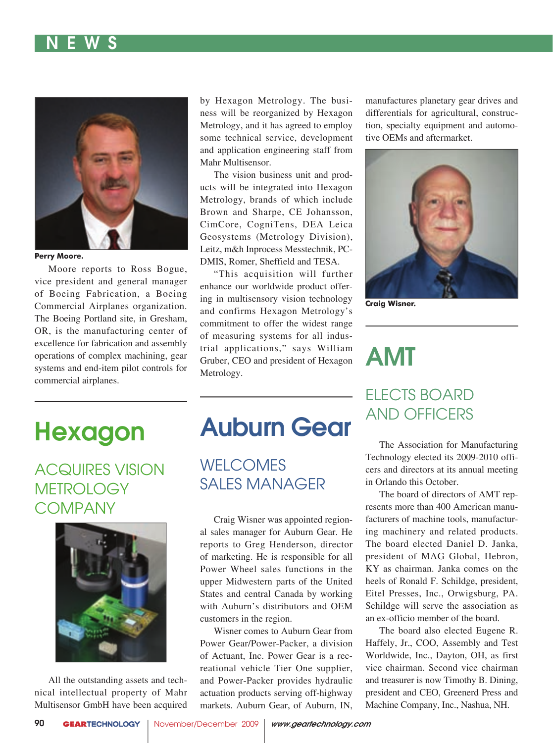Perry Moore.

Moore reports to Ross Bogue, vice president and general manager of Boeing Fabrication, a Boeing Commercial Airplanes organization. The Boeing Portland site, in Gresham, OR, is the manufacturing center of excellence for fabrication and assembly operations of complex machining, gear systems and end-item pilot controls for commercial airplanes.

# Hexagon

## ACQUIRES VISION METROLOGY COMPANY

All the outstanding assets and technical intellectual property of Mahr Multisensor GmbH have been acquired by Hexagon Metrology. The business will be reorganized by Hexagon Metrology, and it has agreed to employ some technical service, development and application engineering staff from Mahr Multisensor.

The vision business unit and products will be integrated into Hexagon Metrology, brands of which include Brown and Sharpe, CE Johansson, CimCore, CogniTens, DEA Leica Geosystems (Metrology Division), Leitz, m&h Inprocess Messtechnik, PC-DMIS, Romer, Sheffield and TESA.

"This acquisition will further enhance our worldwide product offering in multisensory vision technology and confirms Hexagon Metrology's commitment to offer the widest range of measuring systems for all industrial applications," says William Gruber, CEO and president of Hexagon Metrology.

# Auburn Gear

## WELCOMES SALES MANAGER

Craig Wisner was appointed regional sales manager for Auburn Gear. He reports to Greg Henderson, director of marketing. He is responsible for all Power Wheel sales functions in the upper Midwestern parts of the United States and central Canada by working with Auburn's distributors and OEM customers in the region.

Wisner comes to Auburn Gear from Power Gear/Power-Packer, a division of Actuant, Inc. Power Gear is a recreational vehicle Tier One supplier, and Power-Packer provides hydraulic actuation products serving off-highway markets. Auburn Gear, of Auburn, IN, manufactures planetary gear drives and differentials for agricultural, construction, specialty equipment and automotive OEMs and aftermarket.

Craig Wisner.

# AMT

## ELECTS BOARD AND OFFICERS

The Association for Manufacturing Technology elected its 2009-2010 officers and directors at its annual meeting in Orlando this October.

The board of directors of AMT represents more than 400 American manufacturers of machine tools, manufacturing machinery and related products. The board elected Daniel D. Janka, president of MAG Global, Hebron, KY as chairman. Janka comes on the heels of Ronald F. Schildge, president, Eitel Presses, Inc., Orwigsburg, PA. Schildge will serve the association as an ex-officio member of the board.

The board also elected Eugene R. Haffely, Jr., COO, Assembly and Test Worldwide, Inc., Dayton, OH, as first vice chairman. Second vice chairman and treasurer is now Timothy B. Dining, president and CEO, Greenerd Press and Machine Company, Inc., Nashua, NH.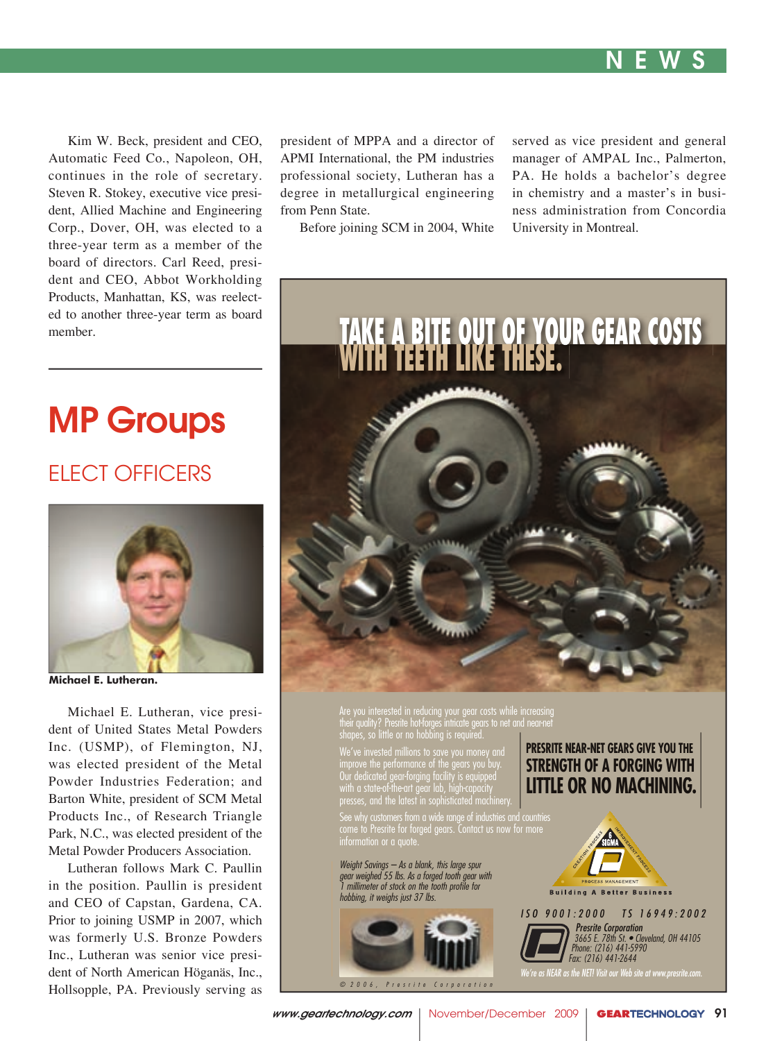Kim W. Beck, president and CEO, Automatic Feed Co., Napoleon, OH, continues in the role of secretary. Steven R. Stokey, executive vice president, Allied Machine and Engineering Corp., Dover, OH, was elected to a three-year term as a member of the board of directors. Carl Reed, president and CEO, Abbot Workholding Products, Manhattan, KS, was reelected to another three-year term as board member.

# MP Groups

## ELECT OFFICERS

**Michael E. Lutheran.**

Michael E. Lutheran, vice president of United States Metal Powders Inc. (USMP), of Flemington, NJ, was elected president of the Metal Powder Industries Federation; and Barton White, president of SCM Metal Products Inc., of Research Triangle Park, N.C., was elected president of the Metal Powder Producers Association.

Lutheran follows Mark C. Paullin in the position. Paullin is president and CEO of Capstan, Gardena, CA. Prior to joining USMP in 2007, which was formerly U.S. Bronze Powders Inc., Lutheran was senior vice president of North American Höganäs, Inc., Hollsopple, PA. Previously serving as president of MPPA and a director of APMI International, the PM industries professional society, Lutheran has a degree in metallurgical engineering from Penn State.

Before joining SCM in 2004, White served as vice president and general manager of AMPAL Inc., Palmerton, PA. He holds a bachelor's degree in chemistry and a master's in business administration from Concordia University in Montreal.

TAKE A BITE OUT OF YOUR GEAR COSTS WITH TEETH LIKE THESE.

Are you interested in reducing your gear costs while increasing their quality? Presrite hot-forges intricate gears to net and near-net shapes, so little or no hobbing is required.

We've invested millions to save you money and improve the performance of the gears you buy. Our dedicated gear-forging facility is equipped with a state-of-the-art gear lab, high-capacity presses, and the latest in sophisticated machinery.

See why customers from a wide range of industries and countries come to Presrite for forged gears. Contact us now for more information or a quote.

PRESRITE NEAR-NET GEARS GIVE YOU THE STRENGTH OF A FORGING WITH LITTLE OR NO MACHINING.

*Weight Savings – As a blank, this large spur gear weighed 55 lbs. As a forged tooth gear with 1 millimeter of stock on the tooth profile for hobbing, it weighs just 37 lbs.*

Building A Better Business

ISO 9001:2000 TS 16949:2002

Presrite Corporation
3665 E. 78th St. • Cleveland, OH 44105
Phone: (216) 441-5990
Fax: (216) 441-2644

We're as NEAR as the NET! Visit our Web site at www.presrite.com.

© 2006, Presrite Corporation